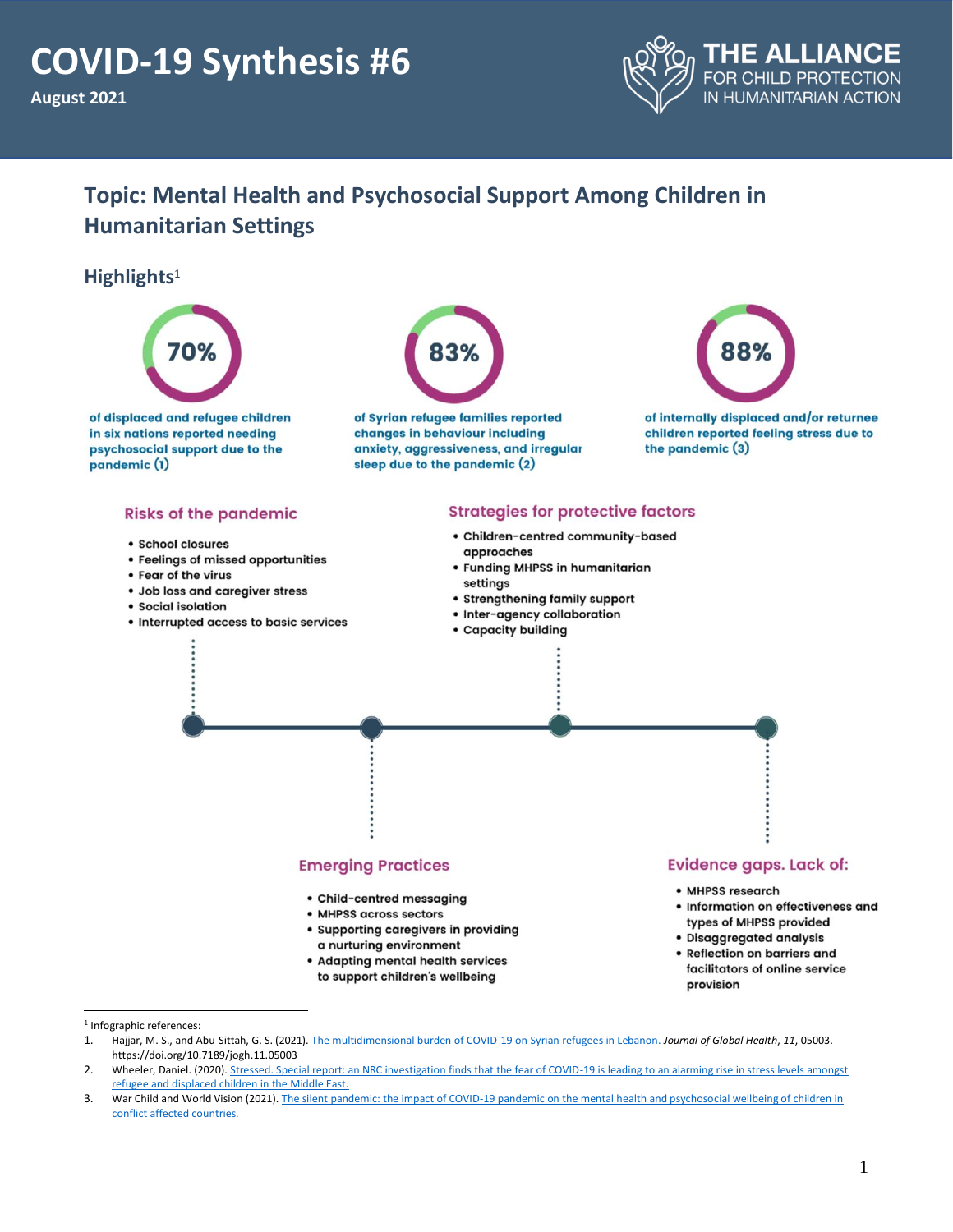# COVID-19 Synthesis #6

**August 2021**

THE ALLIANCE FOR CHILD PROTECTION IN HUMANITARIAN ACTION

## Topic: Mental Health and Psychosocial Support Among Children in Humanitarian Settings

### Highlights[1]

**70%** of displaced and refugee children in six nations reported needing psychosocial support due to the pandemic (1)

**83%** of Syrian refugee families reported changes in behaviour including anxiety, aggressiveness, and irregular sleep due to the pandemic (2)

**88%** of internally displaced and/or returnee children reported feeling stress due to the pandemic (3)

#### Risks of the pandemic

- School closures
- Feelings of missed opportunities
- Fear of the virus
- Job loss and caregiver stress
- Social isolation
- Interrupted access to basic services

#### Emerging Practices

- Child-centred messaging
- MHPSS across sectors
- Supporting caregivers in providing a nurturing environment
- Adapting mental health services to support children's wellbeing

#### Strategies for protective factors

- Children-centred community-based approaches
- Funding MHPSS in humanitarian settings
- Strengthening family support
- Inter-agency collaboration
- Capacity building

#### Evidence gaps. Lack of:

- MHPSS research
- Information on effectiveness and types of MHPSS provided
- Disaggregated analysis
- Reflection on barriers and facilitators of online service provision

---

[1] Infographic references:

1. Hajjar, M. S., and Abu-Sittah, G. S. (2021). The multidimensional burden of COVID-19 on Syrian refugees in Lebanon. *Journal of Global Health*, *11*, 05003. https://doi.org/10.7189/jogh.11.05003
2. Wheeler, Daniel. (2020). Stressed. Special report: an NRC investigation finds that the fear of COVID-19 is leading to an alarming rise in stress levels amongst refugee and displaced children in the Middle East.
3. War Child and World Vision (2021). The silent pandemic: the impact of COVID-19 pandemic on the mental health and psychosocial wellbeing of children in conflict affected countries.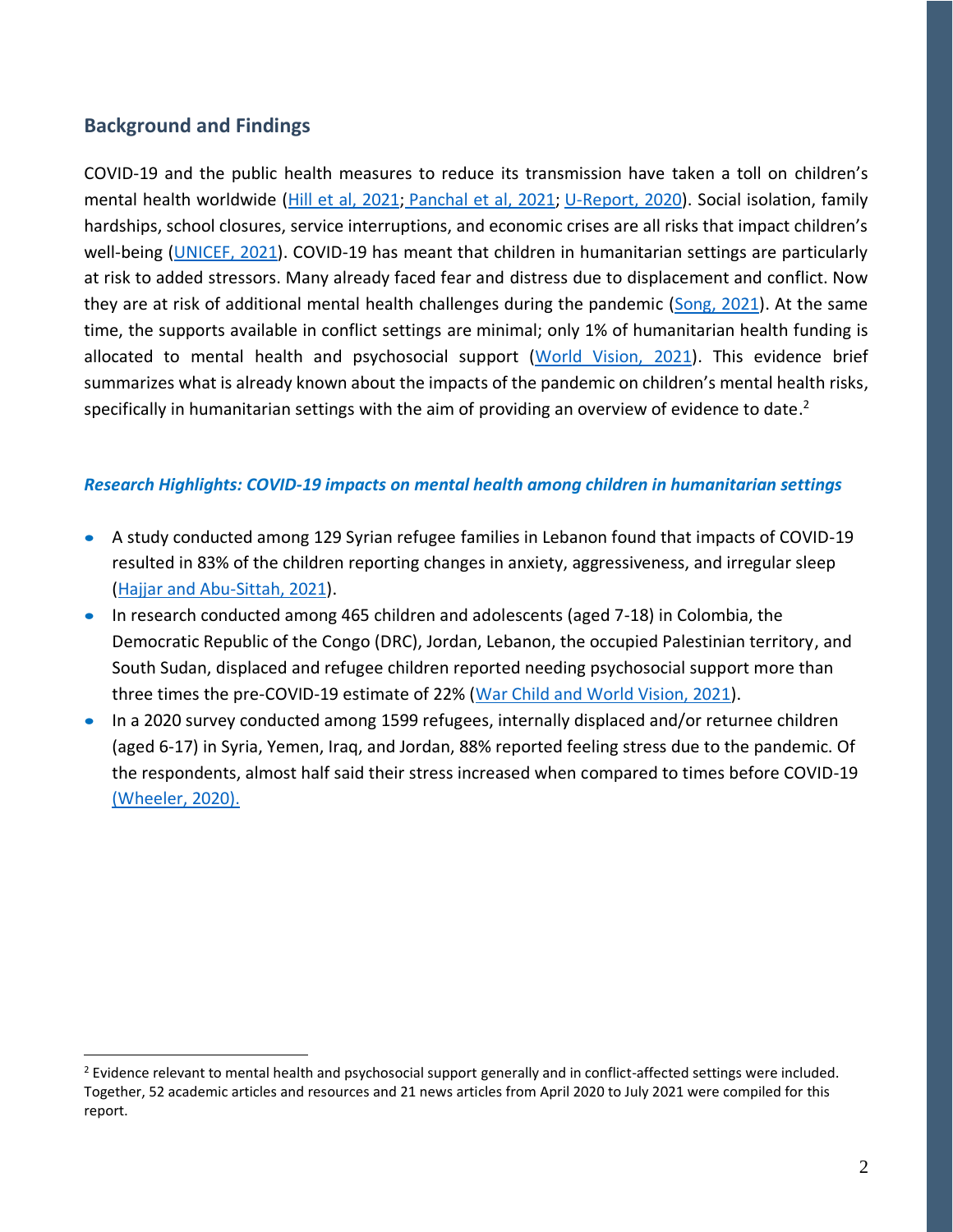## Background and Findings

COVID-19 and the public health measures to reduce its transmission have taken a toll on children's mental health worldwide (Hill et al, 2021; Panchal et al, 2021; U-Report, 2020). Social isolation, family hardships, school closures, service interruptions, and economic crises are all risks that impact children's well-being (UNICEF, 2021). COVID-19 has meant that children in humanitarian settings are particularly at risk to added stressors. Many already faced fear and distress due to displacement and conflict. Now they are at risk of additional mental health challenges during the pandemic (Song, 2021). At the same time, the supports available in conflict settings are minimal; only 1% of humanitarian health funding is allocated to mental health and psychosocial support (World Vision, 2021). This evidence brief summarizes what is already known about the impacts of the pandemic on children's mental health risks, specifically in humanitarian settings with the aim of providing an overview of evidence to date.[2]

### *Research Highlights: COVID-19 impacts on mental health among children in humanitarian settings*

- A study conducted among 129 Syrian refugee families in Lebanon found that impacts of COVID-19 resulted in 83% of the children reporting changes in anxiety, aggressiveness, and irregular sleep (Hajjar and Abu-Sittah, 2021).
- In research conducted among 465 children and adolescents (aged 7-18) in Colombia, the Democratic Republic of the Congo (DRC), Jordan, Lebanon, the occupied Palestinian territory, and South Sudan, displaced and refugee children reported needing psychosocial support more than three times the pre-COVID-19 estimate of 22% (War Child and World Vision, 2021).
- In a 2020 survey conducted among 1599 refugees, internally displaced and/or returnee children (aged 6-17) in Syria, Yemen, Iraq, and Jordan, 88% reported feeling stress due to the pandemic. Of the respondents, almost half said their stress increased when compared to times before COVID-19 (Wheeler, 2020).

---

[2] Evidence relevant to mental health and psychosocial support generally and in conflict-affected settings were included. Together, 52 academic articles and resources and 21 news articles from April 2020 to July 2021 were compiled for this report.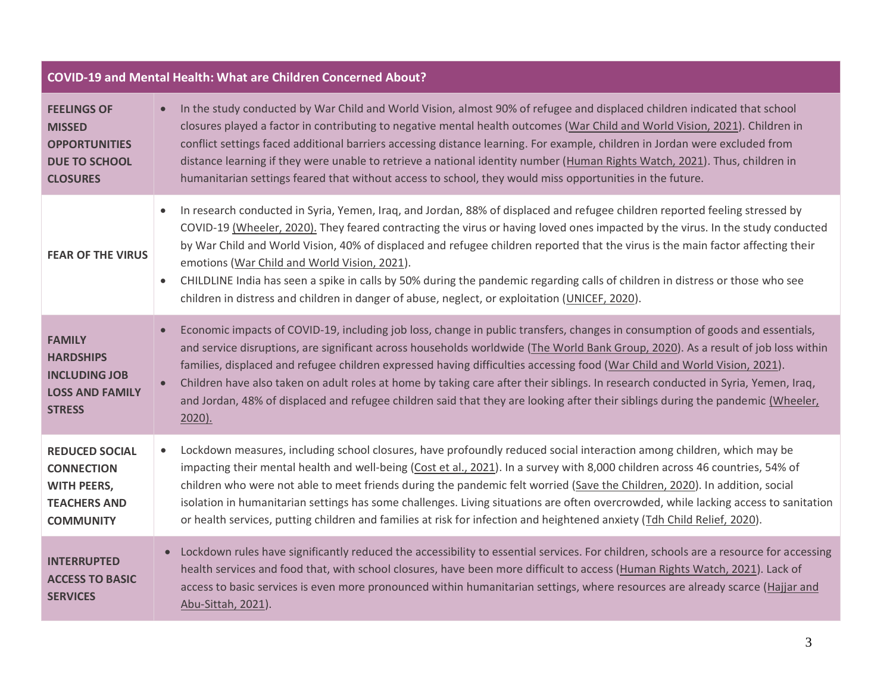| COVID-19 and Mental Health: What are Children Concerned About? | |
|---|---|
| **FEELINGS OF MISSED OPPORTUNITIES DUE TO SCHOOL CLOSURES** | • In the study conducted by War Child and World Vision, almost 90% of refugee and displaced children indicated that school closures played a factor in contributing to negative mental health outcomes (War Child and World Vision, 2021). Children in conflict settings faced additional barriers accessing distance learning. For example, children in Jordan were excluded from distance learning if they were unable to retrieve a national identity number (Human Rights Watch, 2021). Thus, children in humanitarian settings feared that without access to school, they would miss opportunities in the future. |
| **FEAR OF THE VIRUS** | • In research conducted in Syria, Yemen, Iraq, and Jordan, 88% of displaced and refugee children reported feeling stressed by COVID-19 (Wheeler, 2020). They feared contracting the virus or having loved ones impacted by the virus. In the study conducted by War Child and World Vision, 40% of displaced and refugee children reported that the virus is the main factor affecting their emotions (War Child and World Vision, 2021).<br>• CHILDLINE India has seen a spike in calls by 50% during the pandemic regarding calls of children in distress or those who see children in distress and children in danger of abuse, neglect, or exploitation (UNICEF, 2020). |
| **FAMILY HARDSHIPS INCLUDING JOB LOSS AND FAMILY STRESS** | • Economic impacts of COVID-19, including job loss, change in public transfers, changes in consumption of goods and essentials, and service disruptions, are significant across households worldwide (The World Bank Group, 2020). As a result of job loss within families, displaced and refugee children expressed having difficulties accessing food (War Child and World Vision, 2021).<br>• Children have also taken on adult roles at home by taking care after their siblings. In research conducted in Syria, Yemen, Iraq, and Jordan, 48% of displaced and refugee children said that they are looking after their siblings during the pandemic (Wheeler, 2020). |
| **REDUCED SOCIAL CONNECTION WITH PEERS, TEACHERS AND COMMUNITY** | • Lockdown measures, including school closures, have profoundly reduced social interaction among children, which may be impacting their mental health and well-being (Cost et al., 2021). In a survey with 8,000 children across 46 countries, 54% of children who were not able to meet friends during the pandemic felt worried (Save the Children, 2020). In addition, social isolation in humanitarian settings has some challenges. Living situations are often overcrowded, while lacking access to sanitation or health services, putting children and families at risk for infection and heightened anxiety (Tdh Child Relief, 2020). |
| **INTERRUPTED ACCESS TO BASIC SERVICES** | • Lockdown rules have significantly reduced the accessibility to essential services. For children, schools are a resource for accessing health services and food that, with school closures, have been more difficult to access (Human Rights Watch, 2021). Lack of access to basic services is even more pronounced within humanitarian settings, where resources are already scarce (Hajjar and Abu-Sittah, 2021). |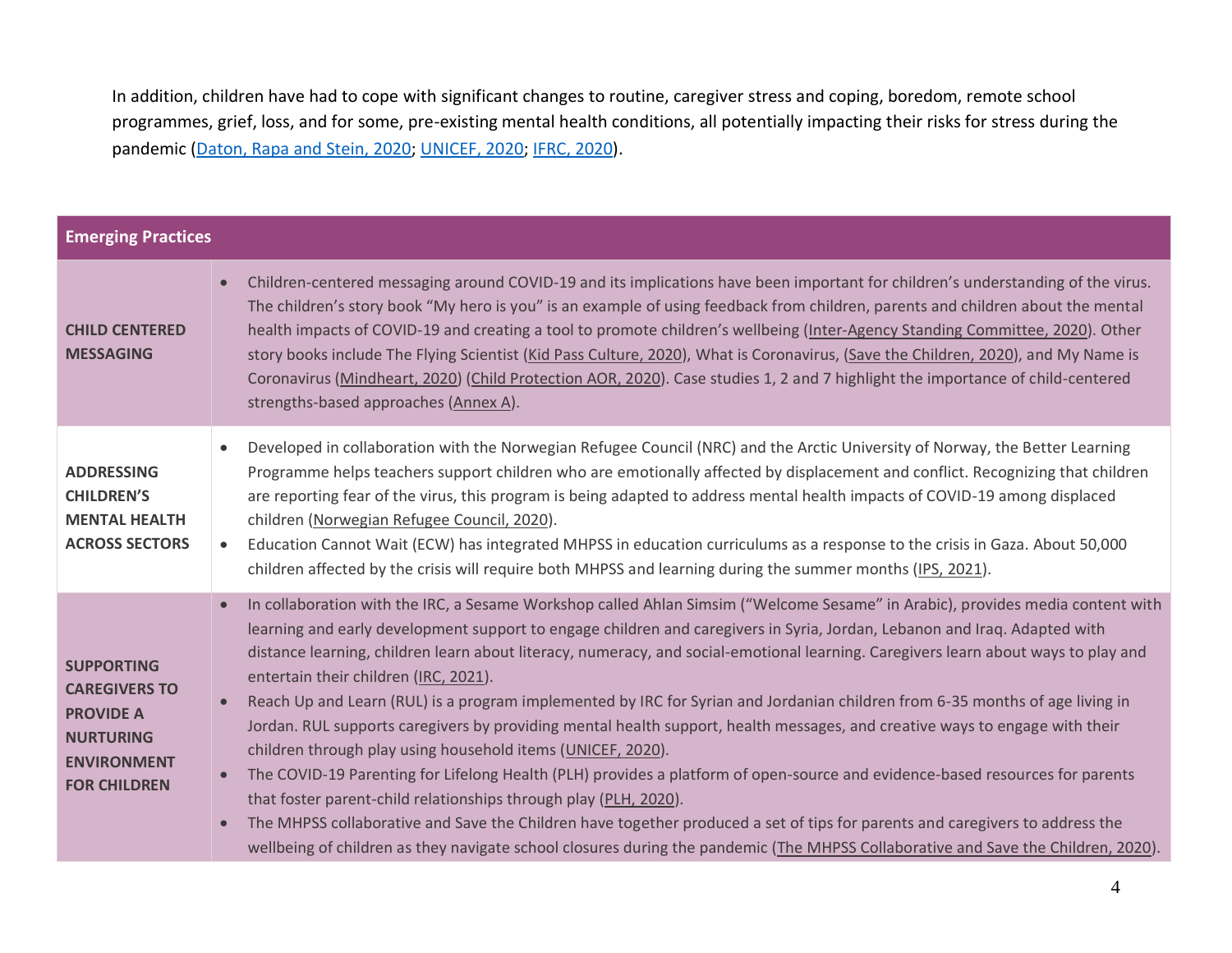In addition, children have had to cope with significant changes to routine, caregiver stress and coping, boredom, remote school programmes, grief, loss, and for some, pre-existing mental health conditions, all potentially impacting their risks for stress during the pandemic (Daton, Rapa and Stein, 2020; UNICEF, 2020; IFRC, 2020).

| **Emerging Practices** | |
|---|---|
| **CHILD CENTERED MESSAGING** | • Children-centered messaging around COVID-19 and its implications have been important for children's understanding of the virus. The children's story book "My hero is you" is an example of using feedback from children, parents and children about the mental health impacts of COVID-19 and creating a tool to promote children's wellbeing (Inter-Agency Standing Committee, 2020). Other story books include The Flying Scientist (Kid Pass Culture, 2020), What is Coronavirus, (Save the Children, 2020), and My Name is Coronavirus (Mindheart, 2020) (Child Protection AOR, 2020). Case studies 1, 2 and 7 highlight the importance of child-centered strengths-based approaches (Annex A). |
| **ADDRESSING CHILDREN'S MENTAL HEALTH ACROSS SECTORS** | • Developed in collaboration with the Norwegian Refugee Council (NRC) and the Arctic University of Norway, the Better Learning Programme helps teachers support children who are emotionally affected by displacement and conflict. Recognizing that children are reporting fear of the virus, this program is being adapted to address mental health impacts of COVID-19 among displaced children (Norwegian Refugee Council, 2020).<br>• Education Cannot Wait (ECW) has integrated MHPSS in education curriculums as a response to the crisis in Gaza. About 50,000 children affected by the crisis will require both MHPSS and learning during the summer months (IPS, 2021). |
| **SUPPORTING CAREGIVERS TO PROVIDE A NURTURING ENVIRONMENT FOR CHILDREN** | • In collaboration with the IRC, a Sesame Workshop called Ahlan Simsim ("Welcome Sesame" in Arabic), provides media content with learning and early development support to engage children and caregivers in Syria, Jordan, Lebanon and Iraq. Adapted with distance learning, children learn about literacy, numeracy, and social-emotional learning. Caregivers learn about ways to play and entertain their children (IRC, 2021).<br>• Reach Up and Learn (RUL) is a program implemented by IRC for Syrian and Jordanian children from 6-35 months of age living in Jordan. RUL supports caregivers by providing mental health support, health messages, and creative ways to engage with their children through play using household items (UNICEF, 2020).<br>• The COVID-19 Parenting for Lifelong Health (PLH) provides a platform of open-source and evidence-based resources for parents that foster parent-child relationships through play (PLH, 2020).<br>• The MHPSS collaborative and Save the Children have together produced a set of tips for parents and caregivers to address the wellbeing of children as they navigate school closures during the pandemic (The MHPSS Collaborative and Save the Children, 2020). |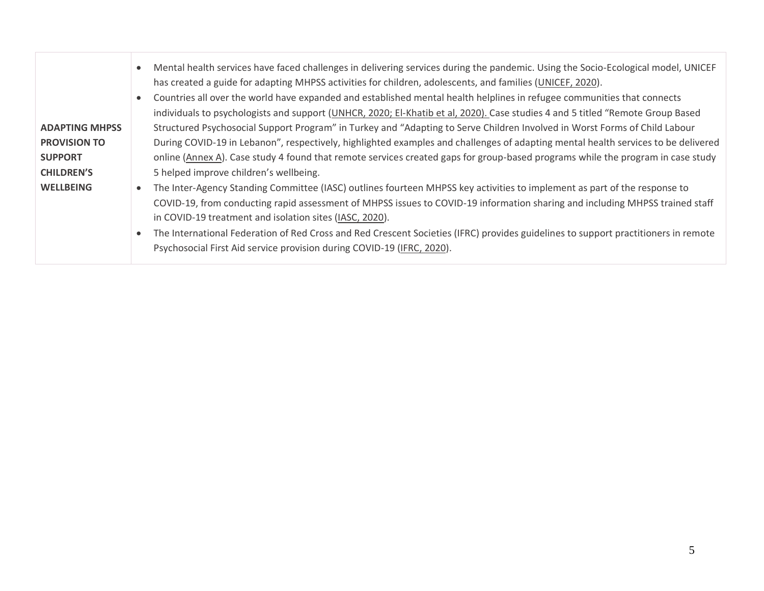| | |
|---|---|
| **ADAPTING MHPSS PROVISION TO SUPPORT CHILDREN'S WELLBEING** | • Mental health services have faced challenges in delivering services during the pandemic. Using the Socio-Ecological model, UNICEF has created a guide for adapting MHPSS activities for children, adolescents, and families (UNICEF, 2020).<br>• Countries all over the world have expanded and established mental health helplines in refugee communities that connects individuals to psychologists and support (UNHCR, 2020; El-Khatib et al, 2020). Case studies 4 and 5 titled "Remote Group Based Structured Psychosocial Support Program" in Turkey and "Adapting to Serve Children Involved in Worst Forms of Child Labour During COVID-19 in Lebanon", respectively, highlighted examples and challenges of adapting mental health services to be delivered online (Annex A). Case study 4 found that remote services created gaps for group-based programs while the program in case study 5 helped improve children's wellbeing.<br>• The Inter-Agency Standing Committee (IASC) outlines fourteen MHPSS key activities to implement as part of the response to COVID-19, from conducting rapid assessment of MHPSS issues to COVID-19 information sharing and including MHPSS trained staff in COVID-19 treatment and isolation sites (IASC, 2020).<br>• The International Federation of Red Cross and Red Crescent Societies (IFRC) provides guidelines to support practitioners in remote Psychosocial First Aid service provision during COVID-19 (IFRC, 2020). |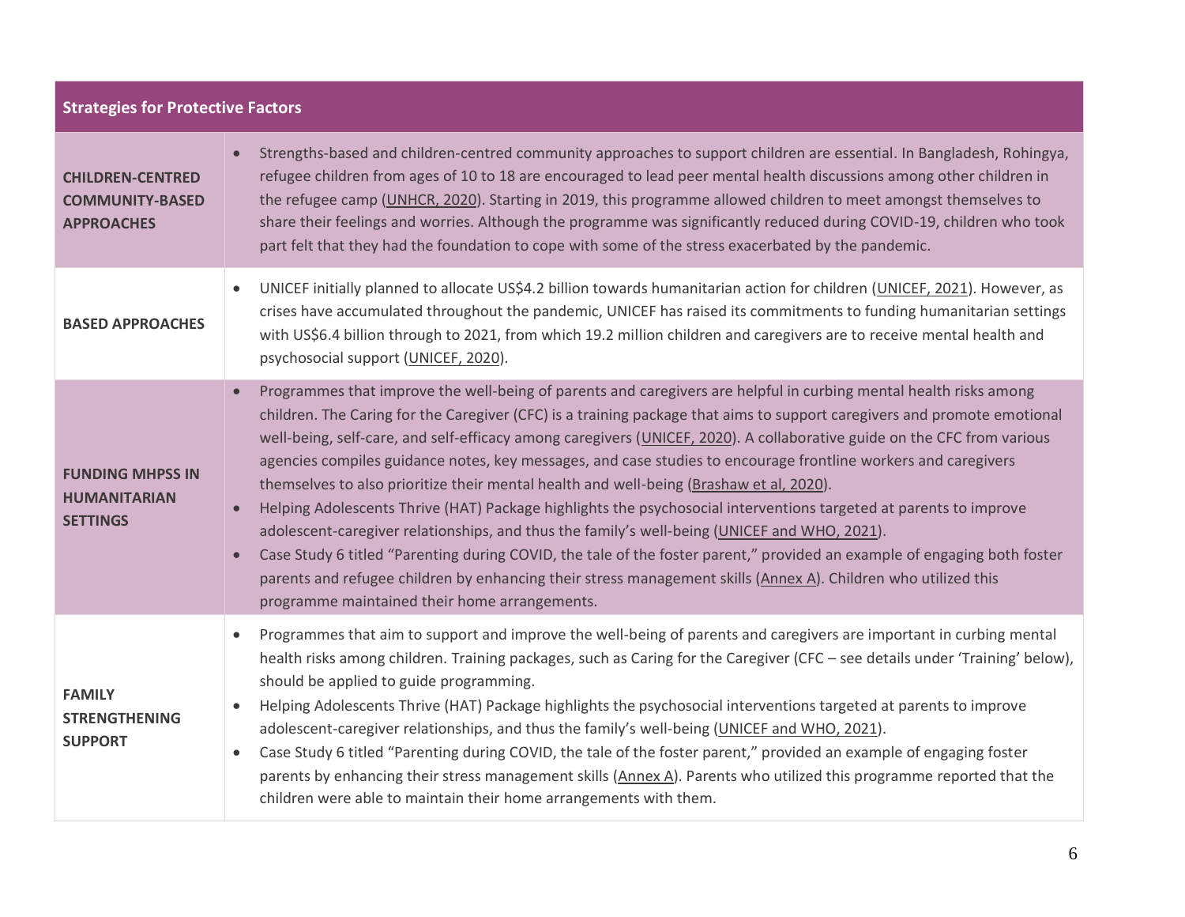| Strategies for Protective Factors | |
|---|---|
| **CHILDREN-CENTRED COMMUNITY-BASED APPROACHES** | • Strengths-based and children-centred community approaches to support children are essential. In Bangladesh, Rohingya, refugee children from ages of 10 to 18 are encouraged to lead peer mental health discussions among other children in the refugee camp (UNHCR, 2020). Starting in 2019, this programme allowed children to meet amongst themselves to share their feelings and worries. Although the programme was significantly reduced during COVID-19, children who took part felt that they had the foundation to cope with some of the stress exacerbated by the pandemic. |
| **BASED APPROACHES** | • UNICEF initially planned to allocate US$4.2 billion towards humanitarian action for children (UNICEF, 2021). However, as crises have accumulated throughout the pandemic, UNICEF has raised its commitments to funding humanitarian settings with US$6.4 billion through to 2021, from which 19.2 million children and caregivers are to receive mental health and psychosocial support (UNICEF, 2020). |
| **FUNDING MHPSS IN HUMANITARIAN SETTINGS** | • Programmes that improve the well-being of parents and caregivers are helpful in curbing mental health risks among children. The Caring for the Caregiver (CFC) is a training package that aims to support caregivers and promote emotional well-being, self-care, and self-efficacy among caregivers (UNICEF, 2020). A collaborative guide on the CFC from various agencies compiles guidance notes, key messages, and case studies to encourage frontline workers and caregivers themselves to also prioritize their mental health and well-being (Brashaw et al, 2020).<br>• Helping Adolescents Thrive (HAT) Package highlights the psychosocial interventions targeted at parents to improve adolescent-caregiver relationships, and thus the family's well-being (UNICEF and WHO, 2021).<br>• Case Study 6 titled "Parenting during COVID, the tale of the foster parent," provided an example of engaging both foster parents and refugee children by enhancing their stress management skills (Annex A). Children who utilized this programme maintained their home arrangements. |
| **FAMILY STRENGTHENING SUPPORT** | • Programmes that aim to support and improve the well-being of parents and caregivers are important in curbing mental health risks among children. Training packages, such as Caring for the Caregiver (CFC – see details under 'Training' below), should be applied to guide programming.<br>• Helping Adolescents Thrive (HAT) Package highlights the psychosocial interventions targeted at parents to improve adolescent-caregiver relationships, and thus the family's well-being (UNICEF and WHO, 2021).<br>• Case Study 6 titled "Parenting during COVID, the tale of the foster parent," provided an example of engaging foster parents by enhancing their stress management skills (Annex A). Parents who utilized this programme reported that the children were able to maintain their home arrangements with them. |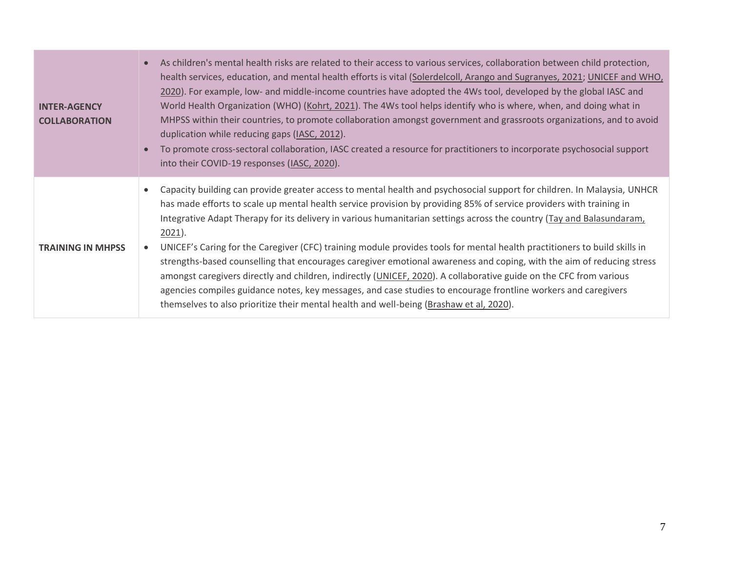| | |
|---|---|
| **INTER-AGENCY COLLABORATION** | • As children's mental health risks are related to their access to various services, collaboration between child protection, health services, education, and mental health efforts is vital (Solerdelcoll, Arango and Sugranyes, 2021; UNICEF and WHO, 2020). For example, low- and middle-income countries have adopted the 4Ws tool, developed by the global IASC and World Health Organization (WHO) (Kohrt, 2021). The 4Ws tool helps identify who is where, when, and doing what in MHPSS within their countries, to promote collaboration amongst government and grassroots organizations, and to avoid duplication while reducing gaps (IASC, 2012).<br>• To promote cross-sectoral collaboration, IASC created a resource for practitioners to incorporate psychosocial support into their COVID-19 responses (IASC, 2020). |
| **TRAINING IN MHPSS** | • Capacity building can provide greater access to mental health and psychosocial support for children. In Malaysia, UNHCR has made efforts to scale up mental health service provision by providing 85% of service providers with training in Integrative Adapt Therapy for its delivery in various humanitarian settings across the country (Tay and Balasundaram, 2021).<br>• UNICEF's Caring for the Caregiver (CFC) training module provides tools for mental health practitioners to build skills in strengths-based counselling that encourages caregiver emotional awareness and coping, with the aim of reducing stress amongst caregivers directly and children, indirectly (UNICEF, 2020). A collaborative guide on the CFC from various agencies compiles guidance notes, key messages, and case studies to encourage frontline workers and caregivers themselves to also prioritize their mental health and well-being (Brashaw et al, 2020). |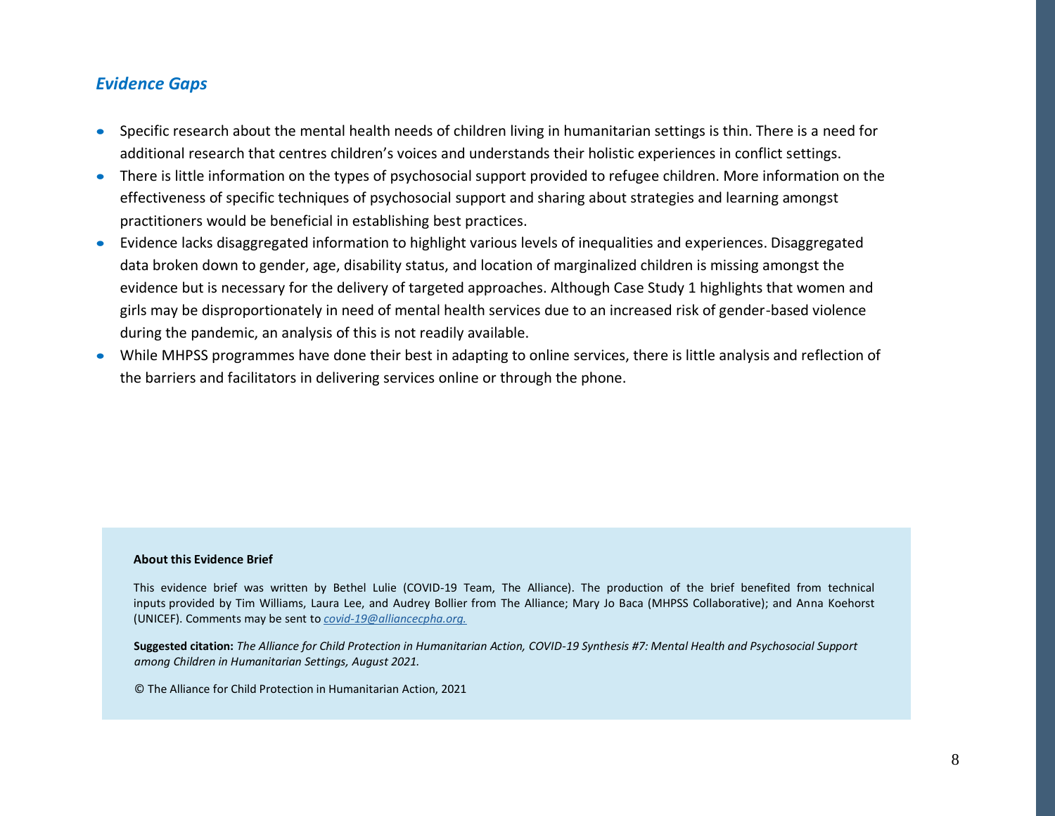## *Evidence Gaps*

- Specific research about the mental health needs of children living in humanitarian settings is thin. There is a need for additional research that centres children's voices and understands their holistic experiences in conflict settings.
- There is little information on the types of psychosocial support provided to refugee children. More information on the effectiveness of specific techniques of psychosocial support and sharing about strategies and learning amongst practitioners would be beneficial in establishing best practices.
- Evidence lacks disaggregated information to highlight various levels of inequalities and experiences. Disaggregated data broken down to gender, age, disability status, and location of marginalized children is missing amongst the evidence but is necessary for the delivery of targeted approaches. Although Case Study 1 highlights that women and girls may be disproportionately in need of mental health services due to an increased risk of gender-based violence during the pandemic, an analysis of this is not readily available.
- While MHPSS programmes have done their best in adapting to online services, there is little analysis and reflection of the barriers and facilitators in delivering services online or through the phone.

**About this Evidence Brief**

This evidence brief was written by Bethel Lulie (COVID-19 Team, The Alliance). The production of the brief benefited from technical inputs provided by Tim Williams, Laura Lee, and Audrey Bollier from The Alliance; Mary Jo Baca (MHPSS Collaborative); and Anna Koehorst (UNICEF). Comments may be sent to *covid-19@alliancecpha.org.*

**Suggested citation:** *The Alliance for Child Protection in Humanitarian Action, COVID-19 Synthesis #7: Mental Health and Psychosocial Support among Children in Humanitarian Settings, August 2021.*

© The Alliance for Child Protection in Humanitarian Action, 2021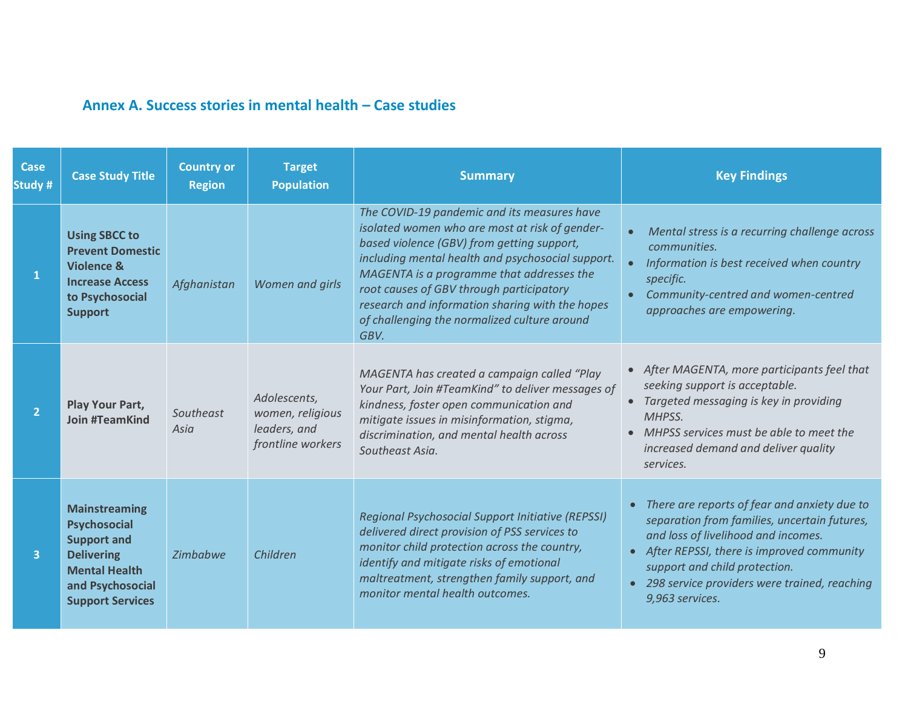## Annex A. Success stories in mental health – Case studies

| Case Study # | Case Study Title | Country or Region | Target Population | Summary | Key Findings |
|---|---|---|---|---|---|
| 1 | **Using SBCC to Prevent Domestic Violence & Increase Access to Psychosocial Support** | *Afghanistan* | *Women and girls* | *The COVID-19 pandemic and its measures have isolated women who are most at risk of gender-based violence (GBV) from getting support, including mental health and psychosocial support. MAGENTA is a programme that addresses the root causes of GBV through participatory research and information sharing with the hopes of challenging the normalized culture around GBV.* | • *Mental stress is a recurring challenge across communities.*<br>• *Information is best received when country specific.*<br>• *Community-centred and women-centred approaches are empowering.* |
| 2 | **Play Your Part, Join #TeamKind** | *Southeast Asia* | *Adolescents, women, religious leaders, and frontline workers* | *MAGENTA has created a campaign called "Play Your Part, Join #TeamKind" to deliver messages of kindness, foster open communication and mitigate issues in misinformation, stigma, discrimination, and mental health across Southeast Asia.* | • *After MAGENTA, more participants feel that seeking support is acceptable.*<br>• *Targeted messaging is key in providing MHPSS.*<br>• *MHPSS services must be able to meet the increased demand and deliver quality services.* |
| 3 | **Mainstreaming Psychosocial Support and Delivering Mental Health and Psychosocial Support Services** | *Zimbabwe* | *Children* | *Regional Psychosocial Support Initiative (REPSSI) delivered direct provision of PSS services to monitor child protection across the country, identify and mitigate risks of emotional maltreatment, strengthen family support, and monitor mental health outcomes.* | • *There are reports of fear and anxiety due to separation from families, uncertain futures, and loss of livelihood and incomes.*<br>• *After REPSSI, there is improved community support and child protection.*<br>• *298 service providers were trained, reaching 9,963 services.* |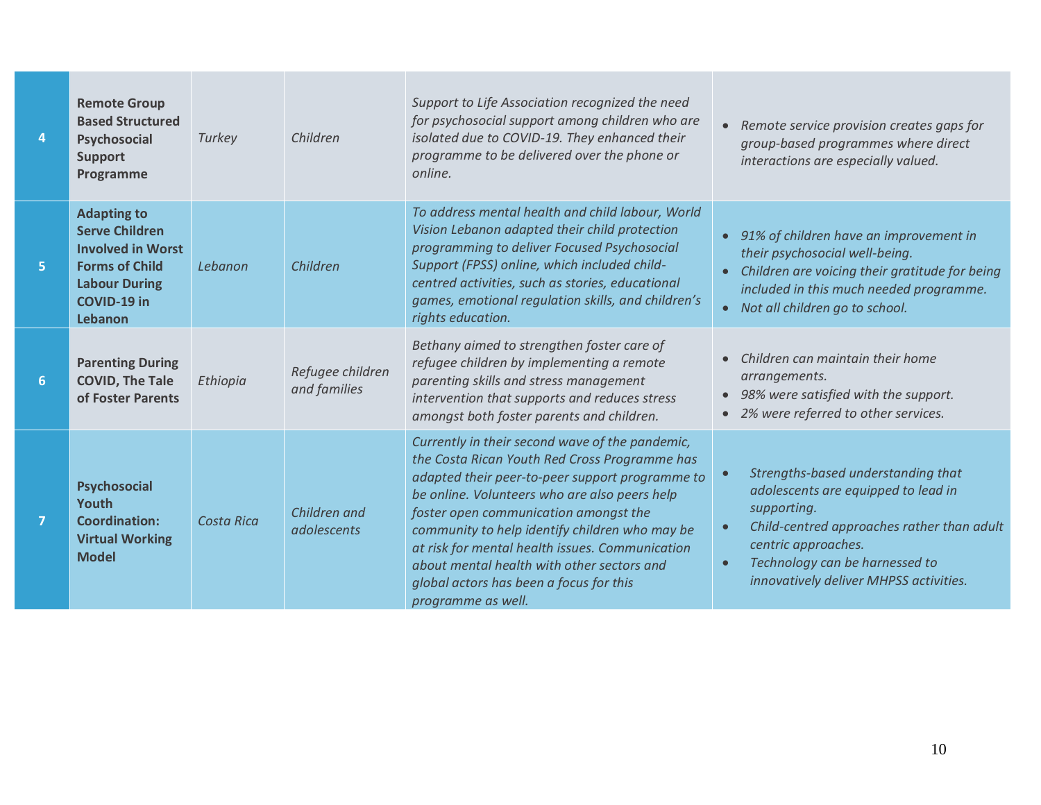| 4 | **Remote Group Based Structured Psychosocial Support Programme** | *Turkey* | *Children* | *Support to Life Association recognized the need for psychosocial support among children who are isolated due to COVID-19. They enhanced their programme to be delivered over the phone or online.* | • *Remote service provision creates gaps for group-based programmes where direct interactions are especially valued.* |
|---|---|---|---|---|---|
| 5 | **Adapting to Serve Children Involved in Worst Forms of Child Labour During COVID-19 in Lebanon** | *Lebanon* | *Children* | *To address mental health and child labour, World Vision Lebanon adapted their child protection programming to deliver Focused Psychosocial Support (FPSS) online, which included child-centred activities, such as stories, educational games, emotional regulation skills, and children's rights education.* | • *91% of children have an improvement in their psychosocial well-being.* <br> • *Children are voicing their gratitude for being included in this much needed programme.* <br> • *Not all children go to school.* |
| 6 | **Parenting During COVID, The Tale of Foster Parents** | *Ethiopia* | *Refugee children and families* | *Bethany aimed to strengthen foster care of refugee children by implementing a remote parenting skills and stress management intervention that supports and reduces stress amongst both foster parents and children.* | • *Children can maintain their home arrangements.* <br> • *98% were satisfied with the support.* <br> • *2% were referred to other services.* |
| 7 | **Psychosocial Youth Coordination: Virtual Working Model** | *Costa Rica* | *Children and adolescents* | *Currently in their second wave of the pandemic, the Costa Rican Youth Red Cross Programme has adapted their peer-to-peer support programme to be online. Volunteers who are also peers help foster open communication amongst the community to help identify children who may be at risk for mental health issues. Communication about mental health with other sectors and global actors has been a focus for this programme as well.* | • *Strengths-based understanding that adolescents are equipped to lead in supporting.* <br> • *Child-centred approaches rather than adult centric approaches.* <br> • *Technology can be harnessed to innovatively deliver MHPSS activities.* |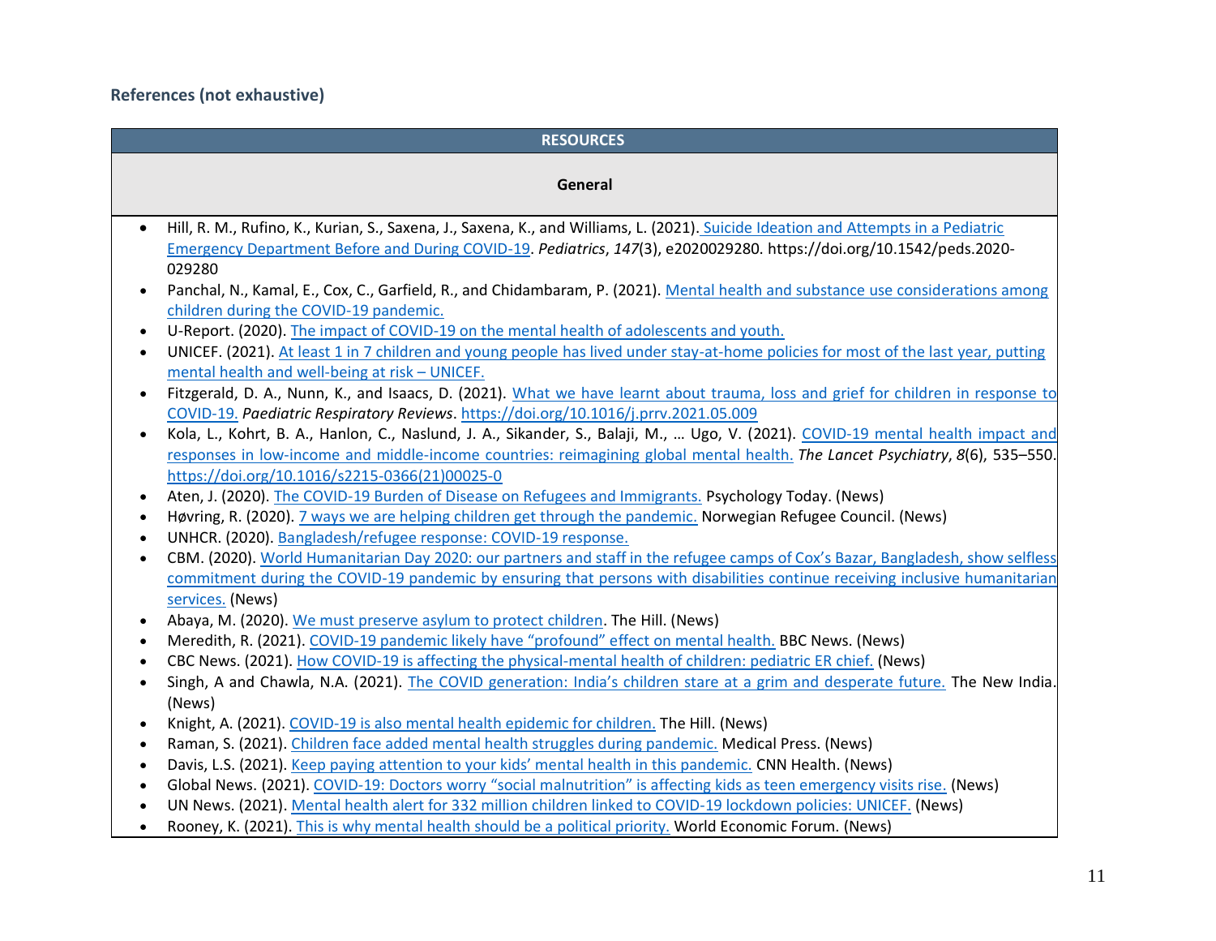## References (not exhaustive)

| RESOURCES |
|---|
| **General** |

- Hill, R. M., Rufino, K., Kurian, S., Saxena, J., Saxena, K., and Williams, L. (2021). Suicide Ideation and Attempts in a Pediatric Emergency Department Before and During COVID-19. *Pediatrics*, *147*(3), e2020029280. https://doi.org/10.1542/peds.2020-029280
- Panchal, N., Kamal, E., Cox, C., Garfield, R., and Chidambaram, P. (2021). Mental health and substance use considerations among children during the COVID-19 pandemic.
- U-Report. (2020). The impact of COVID-19 on the mental health of adolescents and youth.
- UNICEF. (2021). At least 1 in 7 children and young people has lived under stay-at-home policies for most of the last year, putting mental health and well-being at risk – UNICEF.
- Fitzgerald, D. A., Nunn, K., and Isaacs, D. (2021). What we have learnt about trauma, loss and grief for children in response to COVID-19. *Paediatric Respiratory Reviews*. https://doi.org/10.1016/j.prrv.2021.05.009
- Kola, L., Kohrt, B. A., Hanlon, C., Naslund, J. A., Sikander, S., Balaji, M., … Ugo, V. (2021). COVID-19 mental health impact and responses in low-income and middle-income countries: reimagining global mental health. *The Lancet Psychiatry*, *8*(6), 535–550. https://doi.org/10.1016/s2215-0366(21)00025-0
- Aten, J. (2020). The COVID-19 Burden of Disease on Refugees and Immigrants. Psychology Today. (News)
- Høvring, R. (2020). 7 ways we are helping children get through the pandemic. Norwegian Refugee Council. (News)
- UNHCR. (2020). Bangladesh/refugee response: COVID-19 response.
- CBM. (2020). World Humanitarian Day 2020: our partners and staff in the refugee camps of Cox's Bazar, Bangladesh, show selfless commitment during the COVID-19 pandemic by ensuring that persons with disabilities continue receiving inclusive humanitarian services. (News)
- Abaya, M. (2020). We must preserve asylum to protect children. The Hill. (News)
- Meredith, R. (2021). COVID-19 pandemic likely have "profound" effect on mental health. BBC News. (News)
- CBC News. (2021). How COVID-19 is affecting the physical-mental health of children: pediatric ER chief. (News)
- Singh, A and Chawla, N.A. (2021). The COVID generation: India's children stare at a grim and desperate future. The New India. (News)
- Knight, A. (2021). COVID-19 is also mental health epidemic for children. The Hill. (News)
- Raman, S. (2021). Children face added mental health struggles during pandemic. Medical Press. (News)
- Davis, L.S. (2021). Keep paying attention to your kids' mental health in this pandemic. CNN Health. (News)
- Global News. (2021). COVID-19: Doctors worry "social malnutrition" is affecting kids as teen emergency visits rise. (News)
- UN News. (2021). Mental health alert for 332 million children linked to COVID-19 lockdown policies: UNICEF. (News)
- Rooney, K. (2021). This is why mental health should be a political priority. World Economic Forum. (News)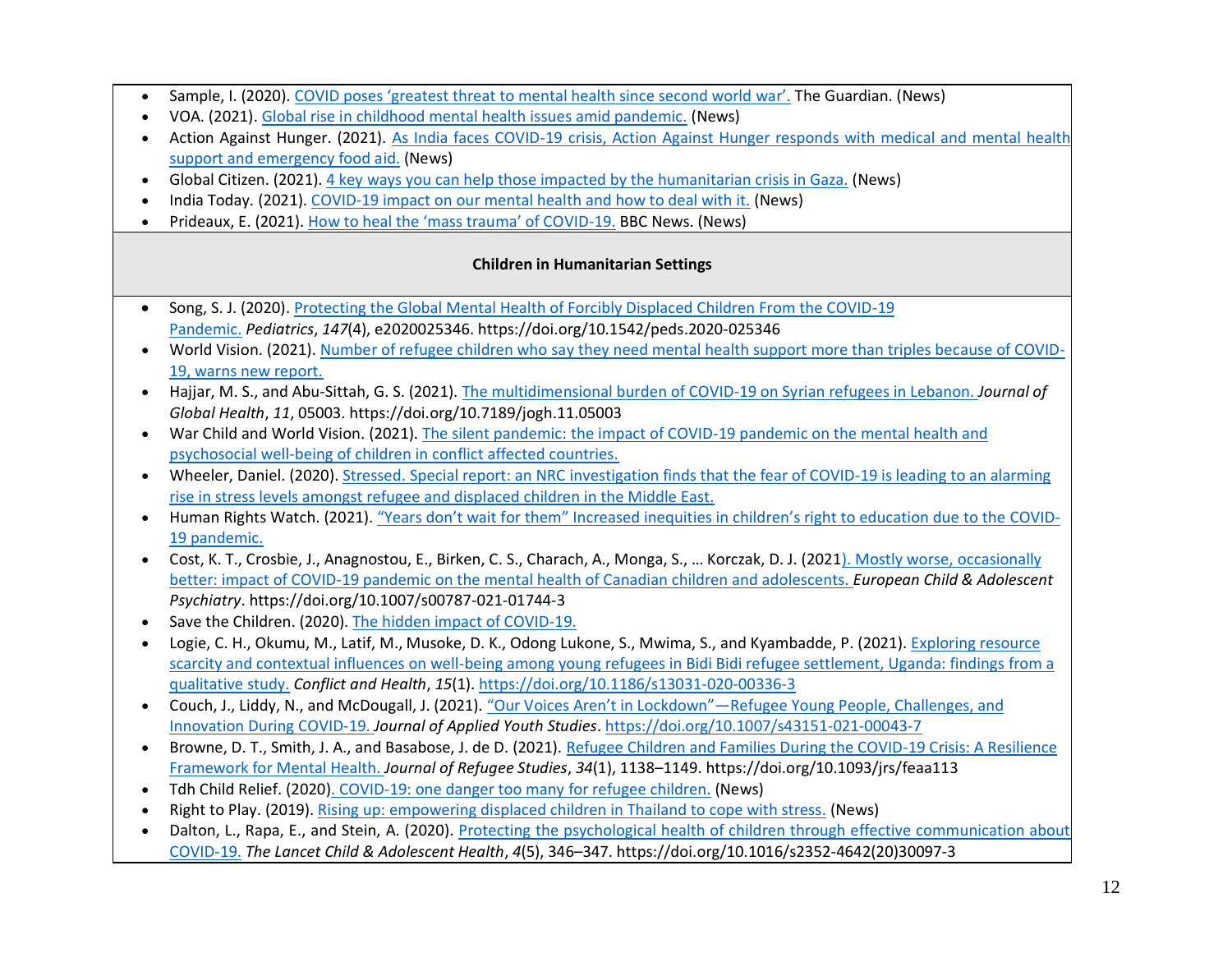- Sample, I. (2020). COVID poses 'greatest threat to mental health since second world war'. The Guardian. (News)
- VOA. (2021). Global rise in childhood mental health issues amid pandemic. (News)
- Action Against Hunger. (2021). As India faces COVID-19 crisis, Action Against Hunger responds with medical and mental health support and emergency food aid. (News)
- Global Citizen. (2021). 4 key ways you can help those impacted by the humanitarian crisis in Gaza. (News)
- India Today. (2021). COVID-19 impact on our mental health and how to deal with it. (News)
- Prideaux, E. (2021). How to heal the 'mass trauma' of COVID-19. BBC News. (News)

**Children in Humanitarian Settings**

- Song, S. J. (2020). Protecting the Global Mental Health of Forcibly Displaced Children From the COVID-19 Pandemic. *Pediatrics*, *147*(4), e2020025346. https://doi.org/10.1542/peds.2020-025346
- World Vision. (2021). Number of refugee children who say they need mental health support more than triples because of COVID-19, warns new report.
- Hajjar, M. S., and Abu-Sittah, G. S. (2021). The multidimensional burden of COVID-19 on Syrian refugees in Lebanon. *Journal of Global Health*, *11*, 05003. https://doi.org/10.7189/jogh.11.05003
- War Child and World Vision. (2021). The silent pandemic: the impact of COVID-19 pandemic on the mental health and psychosocial well-being of children in conflict affected countries.
- Wheeler, Daniel. (2020). Stressed. Special report: an NRC investigation finds that the fear of COVID-19 is leading to an alarming rise in stress levels amongst refugee and displaced children in the Middle East.
- Human Rights Watch. (2021). "Years don't wait for them" Increased inequities in children's right to education due to the COVID-19 pandemic.
- Cost, K. T., Crosbie, J., Anagnostou, E., Birken, C. S., Charach, A., Monga, S., … Korczak, D. J. (2021). Mostly worse, occasionally better: impact of COVID-19 pandemic on the mental health of Canadian children and adolescents. *European Child & Adolescent Psychiatry*. https://doi.org/10.1007/s00787-021-01744-3
- Save the Children. (2020). The hidden impact of COVID-19.
- Logie, C. H., Okumu, M., Latif, M., Musoke, D. K., Odong Lukone, S., Mwima, S., and Kyambadde, P. (2021). Exploring resource scarcity and contextual influences on well-being among young refugees in Bidi Bidi refugee settlement, Uganda: findings from a qualitative study. *Conflict and Health*, *15*(1). https://doi.org/10.1186/s13031-020-00336-3
- Couch, J., Liddy, N., and McDougall, J. (2021). "Our Voices Aren't in Lockdown"—Refugee Young People, Challenges, and Innovation During COVID-19. *Journal of Applied Youth Studies*. https://doi.org/10.1007/s43151-021-00043-7
- Browne, D. T., Smith, J. A., and Basabose, J. de D. (2021). Refugee Children and Families During the COVID-19 Crisis: A Resilience Framework for Mental Health. *Journal of Refugee Studies*, *34*(1), 1138–1149. https://doi.org/10.1093/jrs/feaa113
- Tdh Child Relief. (2020). COVID-19: one danger too many for refugee children. (News)
- Right to Play. (2019). Rising up: empowering displaced children in Thailand to cope with stress. (News)
- Dalton, L., Rapa, E., and Stein, A. (2020). Protecting the psychological health of children through effective communication about COVID-19. *The Lancet Child & Adolescent Health*, *4*(5), 346–347. https://doi.org/10.1016/s2352-4642(20)30097-3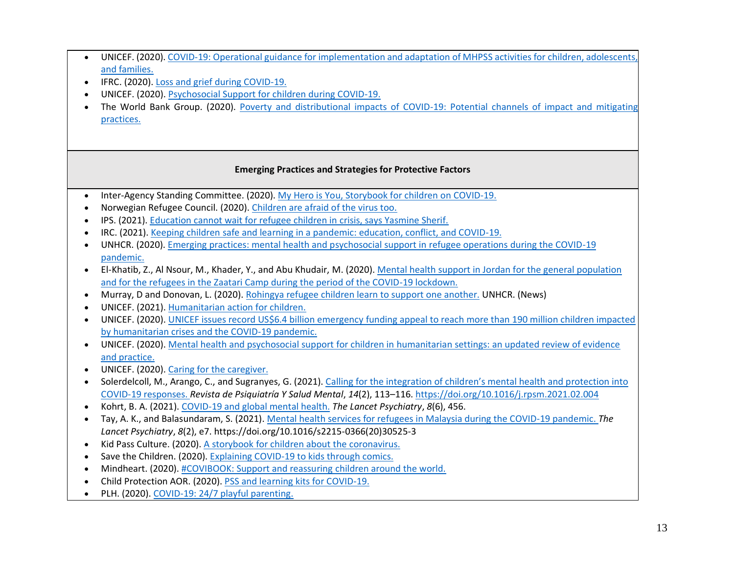- UNICEF. (2020). COVID-19: Operational guidance for implementation and adaptation of MHPSS activities for children, adolescents, and families.
- IFRC. (2020). Loss and grief during COVID-19.
- UNICEF. (2020). Psychosocial Support for children during COVID-19.
- The World Bank Group. (2020). Poverty and distributional impacts of COVID-19: Potential channels of impact and mitigating practices.

**Emerging Practices and Strategies for Protective Factors**

- Inter-Agency Standing Committee. (2020). My Hero is You, Storybook for children on COVID-19.
- Norwegian Refugee Council. (2020). Children are afraid of the virus too.
- IPS. (2021). Education cannot wait for refugee children in crisis, says Yasmine Sherif.
- IRC. (2021). Keeping children safe and learning in a pandemic: education, conflict, and COVID-19.
- UNHCR. (2020). Emerging practices: mental health and psychosocial support in refugee operations during the COVID-19 pandemic.
- El-Khatib, Z., Al Nsour, M., Khader, Y., and Abu Khudair, M. (2020). Mental health support in Jordan for the general population and for the refugees in the Zaatari Camp during the period of the COVID-19 lockdown.
- Murray, D and Donovan, L. (2020). Rohingya refugee children learn to support one another. UNHCR. (News)
- UNICEF. (2021). Humanitarian action for children.
- UNICEF. (2020). UNICEF issues record US$6.4 billion emergency funding appeal to reach more than 190 million children impacted by humanitarian crises and the COVID-19 pandemic.
- UNICEF. (2020). Mental health and psychosocial support for children in humanitarian settings: an updated review of evidence and practice.
- UNICEF. (2020). Caring for the caregiver.
- Solerdelcoll, M., Arango, C., and Sugranyes, G. (2021). Calling for the integration of children's mental health and protection into COVID-19 responses. *Revista de Psiquiatría Y Salud Mental*, *14*(2), 113–116. https://doi.org/10.1016/j.rpsm.2021.02.004
- Kohrt, B. A. (2021). COVID-19 and global mental health. *The Lancet Psychiatry*, *8*(6), 456.
- Tay, A. K., and Balasundaram, S. (2021). Mental health services for refugees in Malaysia during the COVID-19 pandemic. *The Lancet Psychiatry*, *8*(2), e7. https://doi.org/10.1016/s2215-0366(20)30525-3
- Kid Pass Culture. (2020). A storybook for children about the coronavirus.
- Save the Children. (2020). Explaining COVID-19 to kids through comics.
- Mindheart. (2020). #COVIBOOK: Support and reassuring children around the world.
- Child Protection AOR. (2020). PSS and learning kits for COVID-19.
- PLH. (2020). COVID-19: 24/7 playful parenting.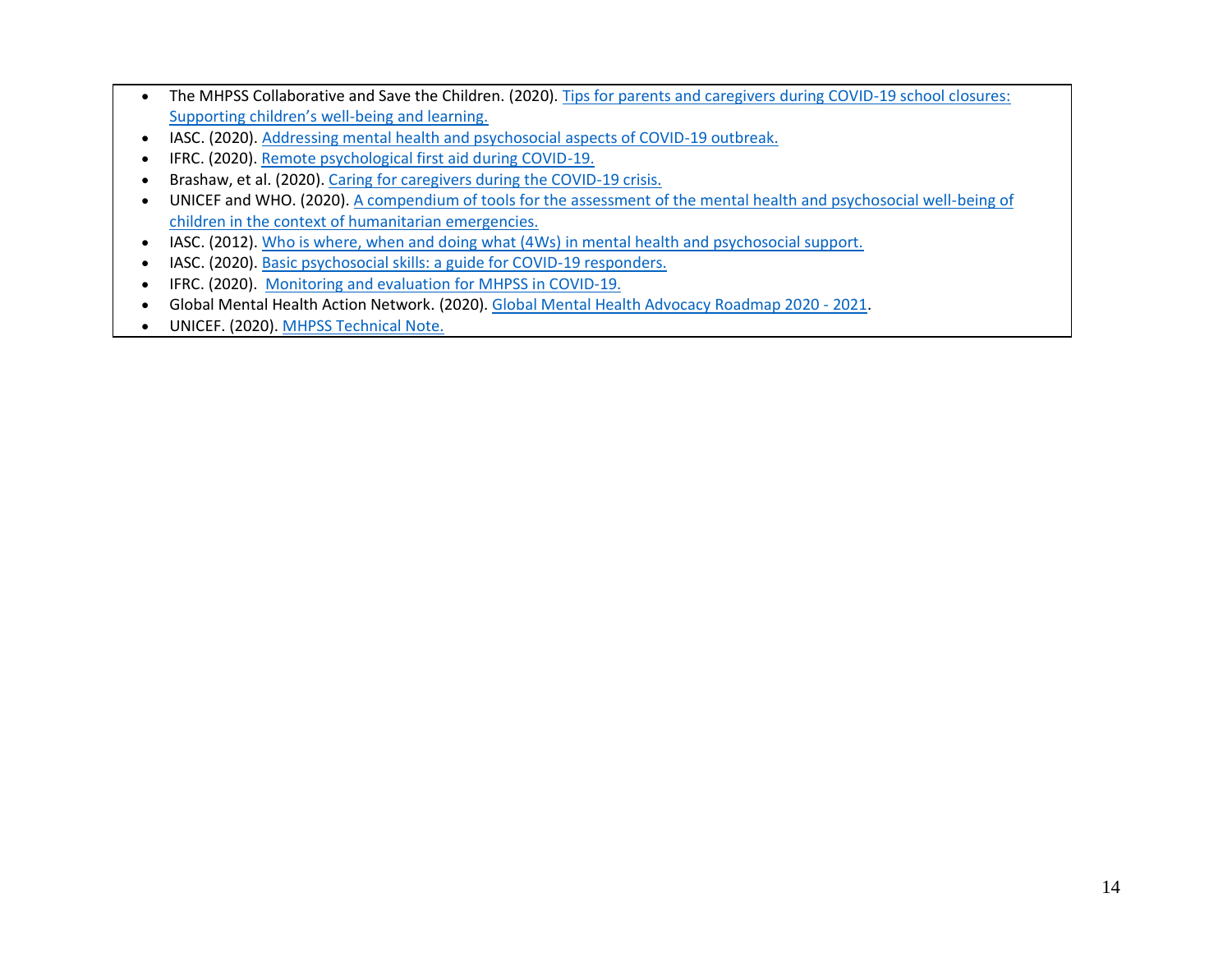- The MHPSS Collaborative and Save the Children. (2020). Tips for parents and caregivers during COVID-19 school closures: Supporting children's well-being and learning.
- IASC. (2020). Addressing mental health and psychosocial aspects of COVID-19 outbreak.
- IFRC. (2020). Remote psychological first aid during COVID-19.
- Brashaw, et al. (2020). Caring for caregivers during the COVID-19 crisis.
- UNICEF and WHO. (2020). A compendium of tools for the assessment of the mental health and psychosocial well-being of children in the context of humanitarian emergencies.
- IASC. (2012). Who is where, when and doing what (4Ws) in mental health and psychosocial support.
- IASC. (2020). Basic psychosocial skills: a guide for COVID-19 responders.
- IFRC. (2020). Monitoring and evaluation for MHPSS in COVID-19.
- Global Mental Health Action Network. (2020). Global Mental Health Advocacy Roadmap 2020 - 2021.
- UNICEF. (2020). MHPSS Technical Note.